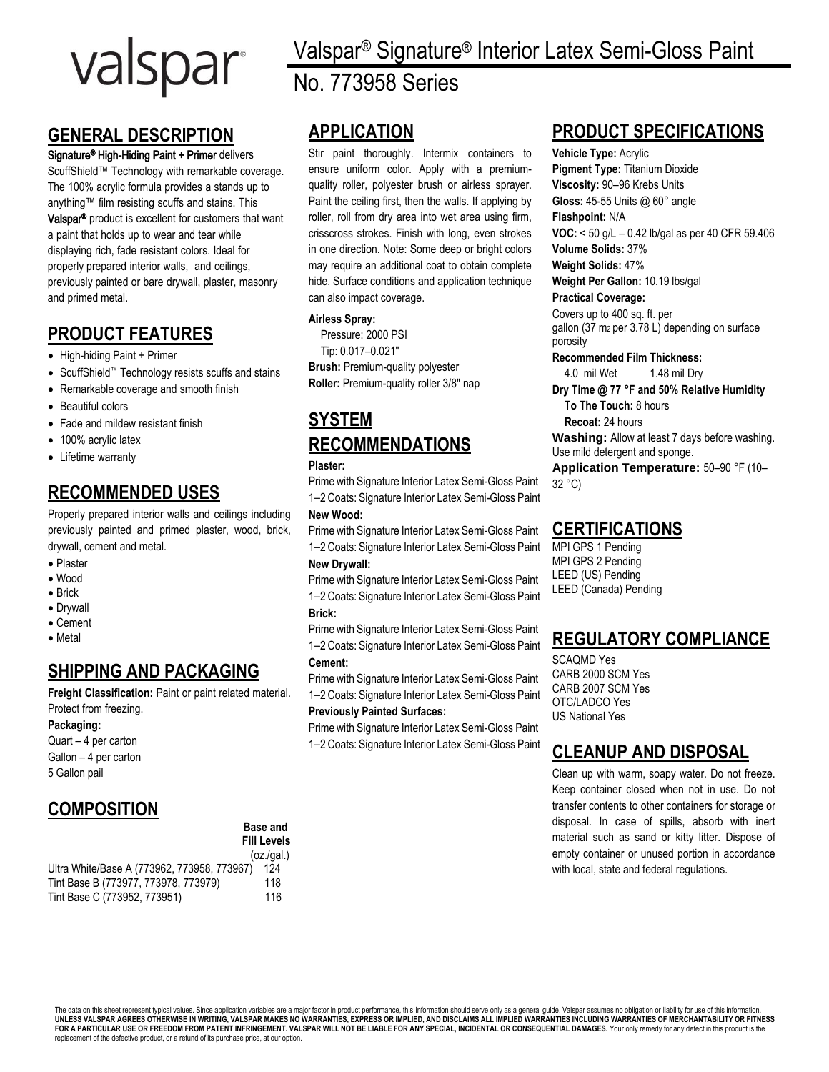# valspar

# Valspar® Signature® Interior Latex Semi-Gloss Paint

## No. 773958 Series

## GENERAL DESCRIPTION

**Signature® High-Hiding Paint + Primer** delivers ScuffShield™ Technology with remarkable coverage. The 100% acrylic formula provides a stands up to anything™ film resisting scuffs and stains. This **Valspar®** product is excellent for customers that want a paint that holds up to wear and tear while displaying rich, fade resistant colors. Ideal for properly prepared interior walls, and ceilings, previously painted or bare drywall, plaster, masonry and primed metal.

## PRODUCT FEATURES

- High-hiding Paint + Primer
- ScuffShield™ Technology resists scuffs and stains
- Remarkable coverage and smooth finish
- Beautiful colors
- Fade and mildew resistant finish
- 100% acrylic latex
- Lifetime warranty

## RECOMMENDED USES

Properly prepared interior walls and ceilings including previously painted and primed plaster, wood, brick, drywall, cement and metal.

- Plaster
- Wood
- Brick
- Drywall
- Cement
- Metal

## SHIPPING AND PACKAGING

**Freight Classification:** Paint or paint related material. Protect from freezing.

**Packaging:**

Quart – 4 per carton
Gallon – 4 per carton
5 Gallon pail

## COMPOSITION

| | Base and Fill Levels (oz./gal.) |
|---|---|
| Ultra White/Base A (773962, 773958, 773967) | 124 |
| Tint Base B (773977, 773978, 773979) | 118 |
| Tint Base C (773952, 773951) | 116 |

## APPLICATION

Stir paint thoroughly. Intermix containers to ensure uniform color. Apply with a premium-quality roller, polyester brush or airless sprayer. Paint the ceiling first, then the walls. If applying by roller, roll from dry area into wet area using firm, crisscross strokes. Finish with long, even strokes in one direction. Note: Some deep or bright colors may require an additional coat to obtain complete hide. Surface conditions and application technique can also impact coverage.

**Airless Spray:**
Pressure: 2000 PSI
Tip: 0.017–0.021"

**Brush:** Premium-quality polyester
**Roller:** Premium-quality roller 3/8" nap

## SYSTEM RECOMMENDATIONS

**Plaster:**
Prime with Signature Interior Latex Semi-Gloss Paint
1–2 Coats: Signature Interior Latex Semi-Gloss Paint

**New Wood:**
Prime with Signature Interior Latex Semi-Gloss Paint
1–2 Coats: Signature Interior Latex Semi-Gloss Paint

**New Drywall:**
Prime with Signature Interior Latex Semi-Gloss Paint
1–2 Coats: Signature Interior Latex Semi-Gloss Paint

**Brick:**
Prime with Signature Interior Latex Semi-Gloss Paint
1–2 Coats: Signature Interior Latex Semi-Gloss Paint

**Cement:**
Prime with Signature Interior Latex Semi-Gloss Paint
1–2 Coats: Signature Interior Latex Semi-Gloss Paint

**Previously Painted Surfaces:**
Prime with Signature Interior Latex Semi-Gloss Paint
1–2 Coats: Signature Interior Latex Semi-Gloss Paint

## PRODUCT SPECIFICATIONS

**Vehicle Type:** Acrylic
**Pigment Type:** Titanium Dioxide
**Viscosity:** 90–96 Krebs Units
**Gloss:** 45-55 Units @ 60° angle
**Flashpoint:** N/A
**VOC:** < 50 g/L – 0.42 lb/gal as per 40 CFR 59.406
**Volume Solids:** 37%
**Weight Solids:** 47%
**Weight Per Gallon:** 10.19 lbs/gal
**Practical Coverage:**
Covers up to 400 sq. ft. per gallon (37 $m^2$ per 3.78 L) depending on surface porosity
**Recommended Film Thickness:**
4.0 mil Wet 1.48 mil Dry
**Dry Time @ 77 °F and 50% Relative Humidity**
**To The Touch:** 8 hours
**Recoat:** 24 hours
**Washing:** Allow at least 7 days before washing. Use mild detergent and sponge.
**Application Temperature:** 50–90 °F (10–32 °C)

## CERTIFICATIONS

MPI GPS 1 Pending
MPI GPS 2 Pending
LEED (US) Pending
LEED (Canada) Pending

## REGULATORY COMPLIANCE

SCAQMD Yes
CARB 2000 SCM Yes
CARB 2007 SCM Yes
OTC/LADCO Yes
US National Yes

## CLEANUP AND DISPOSAL

Clean up with warm, soapy water. Do not freeze. Keep container closed when not in use. Do not transfer contents to other containers for storage or disposal. In case of spills, absorb with inert material such as sand or kitty litter. Dispose of empty container or unused portion in accordance with local, state and federal regulations.

The data on this sheet represent typical values. Since application variables are a major factor in product performance, this information should serve only as a general guide. Valspar assumes no obligation or liability for use of this information. **UNLESS VALSPAR AGREES OTHERWISE IN WRITING, VALSPAR MAKES NO WARRANTIES, EXPRESS OR IMPLIED, AND DISCLAIMS ALL IMPLIED WARRANTIES INCLUDING WARRANTIES OF MERCHANTABILITY OR FITNESS FOR A PARTICULAR USE OR FREEDOM FROM PATENT INFRINGEMENT. VALSPAR WILL NOT BE LIABLE FOR ANY SPECIAL, INCIDENTAL OR CONSEQUENTIAL DAMAGES.** Your only remedy for any defect in this product is the replacement of the defective product, or a refund of its purchase price, at our option.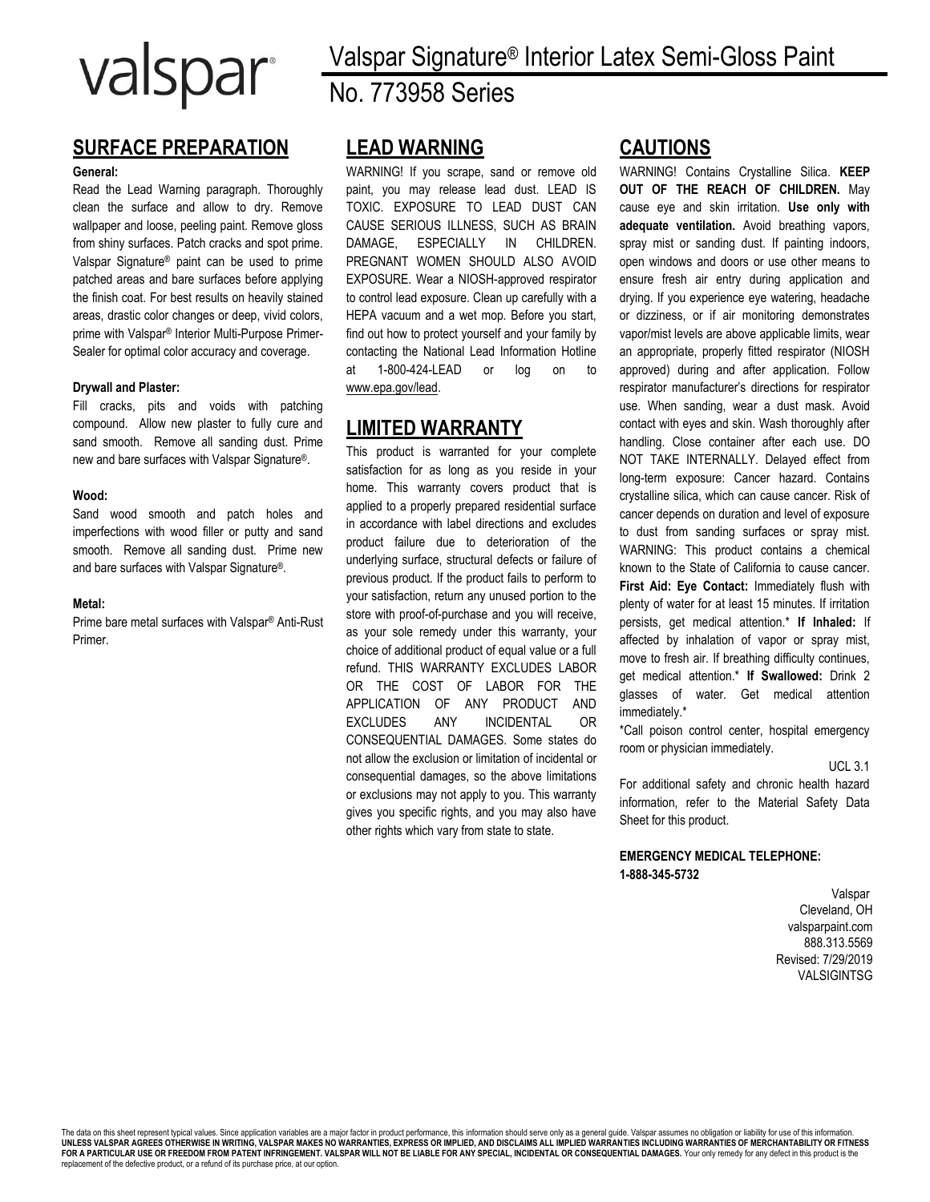# Valspar Signature® Interior Latex Semi-Gloss Paint

No. 773958 Series

## SURFACE PREPARATION

**General:**

Read the Lead Warning paragraph. Thoroughly clean the surface and allow to dry. Remove wallpaper and loose, peeling paint. Remove gloss from shiny surfaces. Patch cracks and spot prime. Valspar Signature® paint can be used to prime patched areas and bare surfaces before applying the finish coat. For best results on heavily stained areas, drastic color changes or deep, vivid colors, prime with Valspar® Interior Multi-Purpose Primer-Sealer for optimal color accuracy and coverage.

**Drywall and Plaster:**

Fill cracks, pits and voids with patching compound. Allow new plaster to fully cure and sand smooth. Remove all sanding dust. Prime new and bare surfaces with Valspar Signature®.

**Wood:**

Sand wood smooth and patch holes and imperfections with wood filler or putty and sand smooth. Remove all sanding dust. Prime new and bare surfaces with Valspar Signature®.

**Metal:**

Prime bare metal surfaces with Valspar® Anti-Rust Primer.

## LEAD WARNING

WARNING! If you scrape, sand or remove old paint, you may release lead dust. LEAD IS TOXIC. EXPOSURE TO LEAD DUST CAN CAUSE SERIOUS ILLNESS, SUCH AS BRAIN DAMAGE, ESPECIALLY IN CHILDREN. PREGNANT WOMEN SHOULD ALSO AVOID EXPOSURE. Wear a NIOSH-approved respirator to control lead exposure. Clean up carefully with a HEPA vacuum and a wet mop. Before you start, find out how to protect yourself and your family by contacting the National Lead Information Hotline at 1-800-424-LEAD or log on to www.epa.gov/lead.

## LIMITED WARRANTY

This product is warranted for your complete satisfaction for as long as you reside in your home. This warranty covers product that is applied to a properly prepared residential surface in accordance with label directions and excludes product failure due to deterioration of the underlying surface, structural defects or failure of previous product. If the product fails to perform to your satisfaction, return any unused portion to the store with proof-of-purchase and you will receive, as your sole remedy under this warranty, your choice of additional product of equal value or a full refund. THIS WARRANTY EXCLUDES LABOR OR THE COST OF LABOR FOR THE APPLICATION OF ANY PRODUCT AND EXCLUDES ANY INCIDENTAL OR CONSEQUENTIAL DAMAGES. Some states do not allow the exclusion or limitation of incidental or consequential damages, so the above limitations or exclusions may not apply to you. This warranty gives you specific rights, and you may also have other rights which vary from state to state.

## CAUTIONS

WARNING! Contains Crystalline Silica. **KEEP OUT OF THE REACH OF CHILDREN.** May cause eye and skin irritation. **Use only with adequate ventilation.** Avoid breathing vapors, spray mist or sanding dust. If painting indoors, open windows and doors or use other means to ensure fresh air entry during application and drying. If you experience eye watering, headache or dizziness, or if air monitoring demonstrates vapor/mist levels are above applicable limits, wear an appropriate, properly fitted respirator (NIOSH approved) during and after application. Follow respirator manufacturer's directions for respirator use. When sanding, wear a dust mask. Avoid contact with eyes and skin. Wash thoroughly after handling. Close container after each use. DO NOT TAKE INTERNALLY. Delayed effect from long-term exposure: Cancer hazard. Contains crystalline silica, which can cause cancer. Risk of cancer depends on duration and level of exposure to dust from sanding surfaces or spray mist. WARNING: This product contains a chemical known to the State of California to cause cancer. **First Aid: Eye Contact:** Immediately flush with plenty of water for at least 15 minutes. If irritation persists, get medical attention.* **If Inhaled:** If affected by inhalation of vapor or spray mist, move to fresh air. If breathing difficulty continues, get medical attention.* **If Swallowed:** Drink 2 glasses of water. Get medical attention immediately.*

*Call poison control center, hospital emergency room or physician immediately.

UCL 3.1

For additional safety and chronic health hazard information, refer to the Material Safety Data Sheet for this product.

**EMERGENCY MEDICAL TELEPHONE: 1-888-345-5732**

Valspar
Cleveland, OH
valsparpaint.com
888.313.5569
Revised: 7/29/2019
VALSIGINTSG

The data on this sheet represent typical values. Since application variables are a major factor in product performance, this information should serve only as a general guide. Valspar assumes no obligation or liability for use of this information. **UNLESS VALSPAR AGREES OTHERWISE IN WRITING, VALSPAR MAKES NO WARRANTIES, EXPRESS OR IMPLIED, AND DISCLAIMS ALL IMPLIED WARRANTIES INCLUDING WARRANTIES OF MERCHANTABILITY OR FITNESS FOR A PARTICULAR USE OR FREEDOM FROM PATENT INFRINGEMENT. VALSPAR WILL NOT BE LIABLE FOR ANY SPECIAL, INCIDENTAL OR CONSEQUENTIAL DAMAGES.** Your only remedy for any defect in this product is the replacement of the defective product, or a refund of its purchase price, at our option.